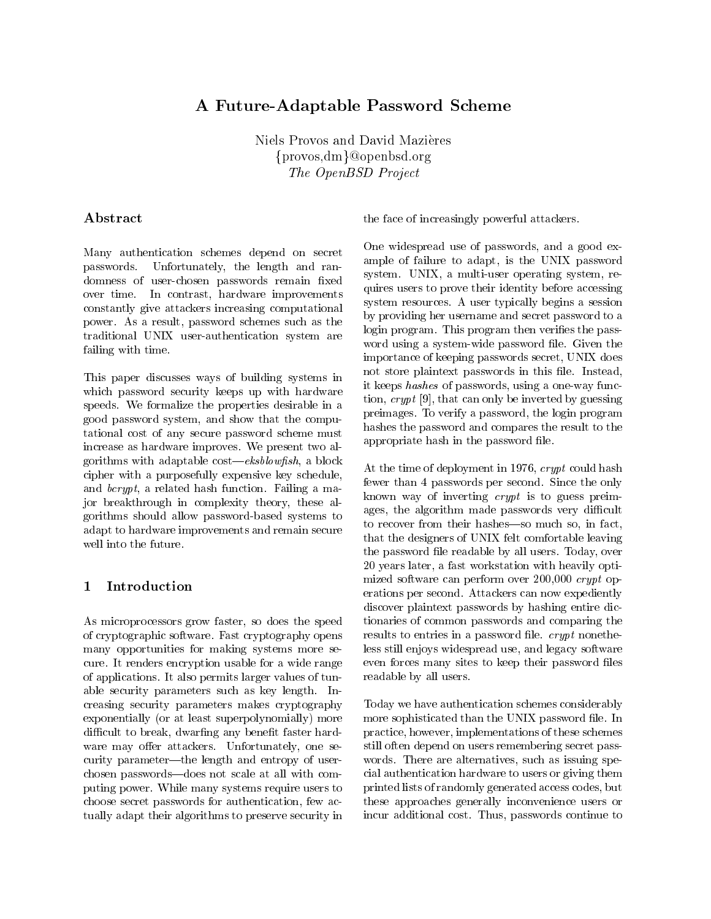# A Future-Adaptable Password Scheme

Niels Provos and David Mazières
{provos,dm}@openbsd.org
*The OpenBSD Project*

## Abstract

Many authentication schemes depend on secret passwords. Unfortunately, the length and randomness of user-chosen passwords remain fixed over time. In contrast, hardware improvements constantly give attackers increasing computational power. As a result, password schemes such as the traditional UNIX user-authentication system are failing with time.

This paper discusses ways of building systems in which password security keeps up with hardware speeds. We formalize the properties desirable in a good password system, and show that the computational cost of any secure password scheme must increase as hardware improves. We present two algorithms with adaptable cost—*eksblowfish*, a block cipher with a purposefully expensive key schedule, and *bcrypt*, a related hash function. Failing a major breakthrough in complexity theory, these algorithms should allow password-based systems to adapt to hardware improvements and remain secure well into the future.

## 1 Introduction

As microprocessors grow faster, so does the speed of cryptographic software. Fast cryptography opens many opportunities for making systems more secure. It renders encryption usable for a wide range of applications. It also permits larger values of tunable security parameters such as key length. Increasing security parameters makes cryptography exponentially (or at least superpolynomially) more difficult to break, dwarfing any benefit faster hardware may offer attackers. Unfortunately, one security parameter—the length and entropy of user-chosen passwords—does not scale at all with computing power. While many systems require users to choose secret passwords for authentication, few actually adapt their algorithms to preserve security in the face of increasingly powerful attackers.

One widespread use of passwords, and a good example of failure to adapt, is the UNIX password system. UNIX, a multi-user operating system, requires users to prove their identity before accessing system resources. A user typically begins a session by providing her username and secret password to a login program. This program then verifies the password using a system-wide password file. Given the importance of keeping passwords secret, UNIX does not store plaintext passwords in this file. Instead, it keeps *hashes* of passwords, using a one-way function, *crypt* [9], that can only be inverted by guessing preimages. To verify a password, the login program hashes the password and compares the result to the appropriate hash in the password file.

At the time of deployment in 1976, *crypt* could hash fewer than 4 passwords per second. Since the only known way of inverting *crypt* is to guess preimages, the algorithm made passwords very difficult to recover from their hashes—so much so, in fact, that the designers of UNIX felt comfortable leaving the password file readable by all users. Today, over 20 years later, a fast workstation with heavily optimized software can perform over 200,000 *crypt* operations per second. Attackers can now expediently discover plaintext passwords by hashing entire dictionaries of common passwords and comparing the results to entries in a password file. *crypt* nonetheless still enjoys widespread use, and legacy software even forces many sites to keep their password files readable by all users.

Today we have authentication schemes considerably more sophisticated than the UNIX password file. In practice, however, implementations of these schemes still often depend on users remembering secret passwords. There are alternatives, such as issuing special authentication hardware to users or giving them printed lists of randomly generated access codes, but these approaches generally inconvenience users or incur additional cost. Thus, passwords continue to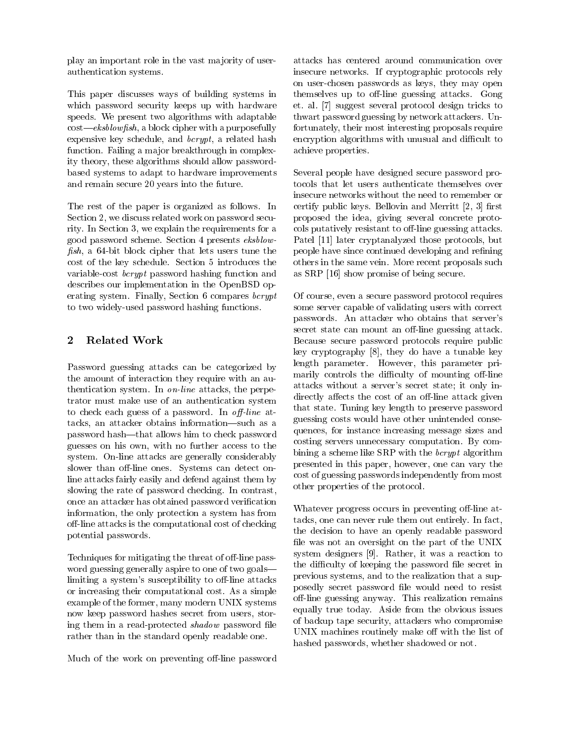play an important role in the vast majority of user-authentication systems.

This paper discusses ways of building systems in which password security keeps up with hardware speeds. We present two algorithms with adaptable cost—*eksblowfish*, a block cipher with a purposefully expensive key schedule, and *bcrypt*, a related hash function. Failing a major breakthrough in complexity theory, these algorithms should allow password-based systems to adapt to hardware improvements and remain secure 20 years into the future.

The rest of the paper is organized as follows. In Section 2, we discuss related work on password security. In Section 3, we explain the requirements for a good password scheme. Section 4 presents *eksblowfish*, a 64-bit block cipher that lets users tune the cost of the key schedule. Section 5 introduces the variable-cost *bcrypt* password hashing function and describes our implementation in the OpenBSD operating system. Finally, Section 6 compares *bcrypt* to two widely-used password hashing functions.

## 2 Related Work

Password guessing attacks can be categorized by the amount of interaction they require with an authentication system. In *on-line* attacks, the perpetrator must make use of an authentication system to check each guess of a password. In *off-line* attacks, an attacker obtains information—such as a password hash—that allows him to check password guesses on his own, with no further access to the system. On-line attacks are generally considerably slower than off-line ones. Systems can detect on-line attacks fairly easily and defend against them by slowing the rate of password checking. In contrast, once an attacker has obtained password verification information, the only protection a system has from off-line attacks is the computational cost of checking potential passwords.

Techniques for mitigating the threat of off-line password guessing generally aspire to one of two goals—limiting a system's susceptibility to off-line attacks or increasing their computational cost. As a simple example of the former, many modern UNIX systems now keep password hashes secret from users, storing them in a read-protected *shadow* password file rather than in the standard openly readable one.

Much of the work on preventing off-line password attacks has centered around communication over insecure networks. If cryptographic protocols rely on user-chosen passwords as keys, they may open themselves up to off-line guessing attacks. Gong et. al. [7] suggest several protocol design tricks to thwart password guessing by network attackers. Unfortunately, their most interesting proposals require encryption algorithms with unusual and difficult to achieve properties.

Several people have designed secure password protocols that let users authenticate themselves over insecure networks without the need to remember or certify public keys. Bellovin and Merritt [2, 3] first proposed the idea, giving several concrete protocols putatively resistant to off-line guessing attacks. Patel [11] later cryptanalyzed those protocols, but people have since continued developing and refining others in the same vein. More recent proposals such as SRP [16] show promise of being secure.

Of course, even a secure password protocol requires some server capable of validating users with correct passwords. An attacker who obtains that server's secret state can mount an off-line guessing attack. Because secure password protocols require public key cryptography [8], they do have a tunable key length parameter. However, this parameter primarily controls the difficulty of mounting off-line attacks without a server's secret state; it only indirectly affects the cost of an off-line attack given that state. Tuning key length to preserve password guessing costs would have other unintended consequences, for instance increasing message sizes and costing servers unnecessary computation. By combining a scheme like SRP with the *bcrypt* algorithm presented in this paper, however, one can vary the cost of guessing passwords independently from most other properties of the protocol.

Whatever progress occurs in preventing off-line attacks, one can never rule them out entirely. In fact, the decision to have an openly readable password file was not an oversight on the part of the UNIX system designers [9]. Rather, it was a reaction to the difficulty of keeping the password file secret in previous systems, and to the realization that a supposedly secret password file would need to resist off-line guessing anyway. This realization remains equally true today. Aside from the obvious issues of backup tape security, attackers who compromise UNIX machines routinely make off with the list of hashed passwords, whether shadowed or not.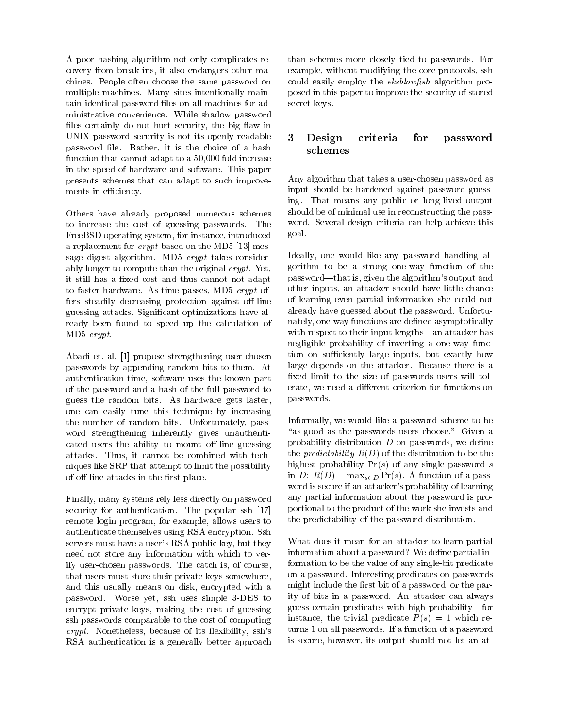A poor hashing algorithm not only complicates recovery from break-ins, it also endangers other machines. People often choose the same password on multiple machines. Many sites intentionally maintain identical password files on all machines for administrative convenience. While shadow password files certainly do not hurt security, the big flaw in UNIX password security is not its openly readable password file. Rather, it is the choice of a hash function that cannot adapt to a 50,000 fold increase in the speed of hardware and software. This paper presents schemes that can adapt to such improvements in efficiency.

Others have already proposed numerous schemes to increase the cost of guessing passwords. The FreeBSD operating system, for instance, introduced a replacement for *crypt* based on the MD5 [13] message digest algorithm. MD5 *crypt* takes considerably longer to compute than the original *crypt*. Yet, it still has a fixed cost and thus cannot not adapt to faster hardware. As time passes, MD5 *crypt* offers steadily decreasing protection against off-line guessing attacks. Significant optimizations have already been found to speed up the calculation of MD5 *crypt*.

Abadi et. al. [1] propose strengthening user-chosen passwords by appending random bits to them. At authentication time, software uses the known part of the password and a hash of the full password to guess the random bits. As hardware gets faster, one can easily tune this technique by increasing the number of random bits. Unfortunately, password strengthening inherently gives unauthenticated users the ability to mount off-line guessing attacks. Thus, it cannot be combined with techniques like SRP that attempt to limit the possibility of off-line attacks in the first place.

Finally, many systems rely less directly on password security for authentication. The popular ssh [17] remote login program, for example, allows users to authenticate themselves using RSA encryption. Ssh servers must have a user's RSA public key, but they need not store any information with which to verify user-chosen passwords. The catch is, of course, that users must store their private keys somewhere, and this usually means on disk, encrypted with a password. Worse yet, ssh uses simple 3-DES to encrypt private keys, making the cost of guessing ssh passwords comparable to the cost of computing *crypt*. Nonetheless, because of its flexibility, ssh's RSA authentication is a generally better approach than schemes more closely tied to passwords. For example, without modifying the core protocols, ssh could easily employ the *eksblowfish* algorithm proposed in this paper to improve the security of stored secret keys.

## 3 Design criteria for password schemes

Any algorithm that takes a user-chosen password as input should be hardened against password guessing. That means any public or long-lived output should be of minimal use in reconstructing the password. Several design criteria can help achieve this goal.

Ideally, one would like any password handling algorithm to be a strong one-way function of the password—that is, given the algorithm's output and other inputs, an attacker should have little chance of learning even partial information she could not already have guessed about the password. Unfortunately, one-way functions are defined asymptotically with respect to their input lengths—an attacker has negligible probability of inverting a one-way function on sufficiently large inputs, but exactly how large depends on the attacker. Because there is a fixed limit to the size of passwords users will tolerate, we need a different criterion for functions on passwords.

Informally, we would like a password scheme to be "as good as the passwords users choose." Given a probability distribution $D$ on passwords, we define the *predictability* $R(D)$ of the distribution to be the highest probability $\Pr(s)$ of any single password $s$ in $D$: $R(D) = \max_{s \in D} \Pr(s)$. A function of a password is secure if an attacker's probability of learning any partial information about the password is proportional to the product of the work she invests and the predictability of the password distribution.

What does it mean for an attacker to learn partial information about a password? We define partial information to be the value of any single-bit predicate on a password. Interesting predicates on passwords might include the first bit of a password, or the parity of bits in a password. An attacker can always guess certain predicates with high probability—for instance, the trivial predicate $P(s) = 1$ which returns 1 on all passwords. If a function of a password is secure, however, its output should not let an at-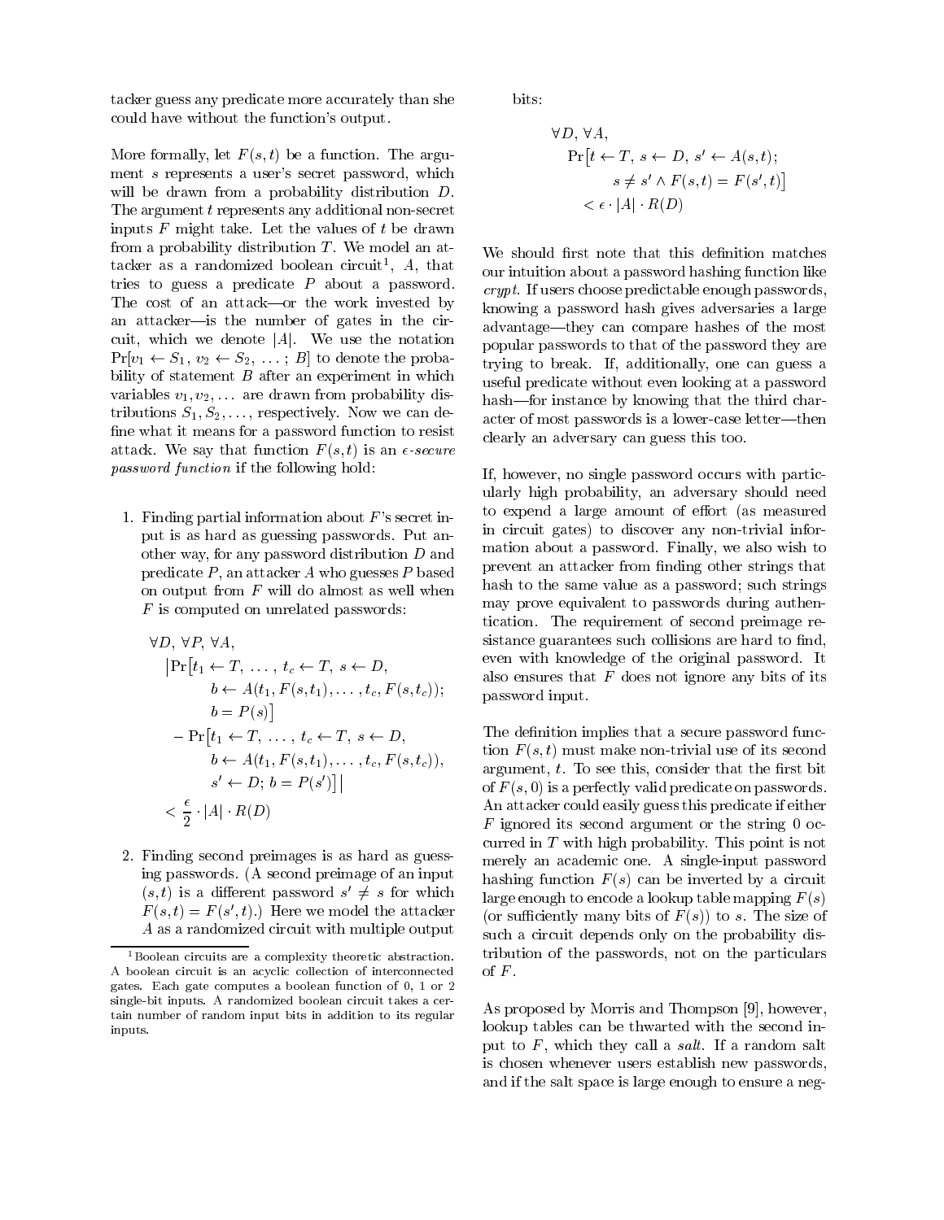tacker guess any predicate more accurately than she could have without the function's output.

More formally, let $F(s,t)$ be a function. The argument $s$ represents a user's secret password, which will be drawn from a probability distribution $D$. The argument $t$ represents any additional non-secret inputs $F$ might take. Let the values of $t$ be drawn from a probability distribution $T$. We model an attacker as a randomized boolean circuit[1], $A$, that tries to guess a predicate $P$ about a password. The cost of an attack—or the work invested by an attacker—is the number of gates in the circuit, which we denote $|A|$. We use the notation $\Pr[v_1 \leftarrow S_1,\, v_2 \leftarrow S_2,\, \ldots;\, B]$ to denote the probability of statement $B$ after an experiment in which variables $v_1, v_2, \ldots$ are drawn from probability distributions $S_1, S_2, \ldots$, respectively. Now we can define what it means for a password function to resist attack. We say that function $F(s,t)$ is an *$\epsilon$-secure password function* if the following hold:

1. Finding partial information about $F$'s secret input is as hard as guessing passwords. Put another way, for any password distribution $D$ and predicate $P$, an attacker $A$ who guesses $P$ based on output from $F$ will do almost as well when $F$ is computed on unrelated passwords:

$$
\begin{aligned}
&\forall D,\ \forall P,\ \forall A, \\
&\quad \big|\Pr\big[t_1 \leftarrow T,\ \ldots,\ t_c \leftarrow T,\ s \leftarrow D, \\
&\qquad\quad b \leftarrow A(t_1, F(s,t_1), \ldots, t_c, F(s,t_c)); \\
&\qquad\quad b = P(s)\big] \\
&\quad\ - \Pr\big[t_1 \leftarrow T,\ \ldots,\ t_c \leftarrow T,\ s \leftarrow D, \\
&\qquad\quad b \leftarrow A(t_1, F(s,t_1), \ldots, t_c, F(s,t_c)), \\
&\qquad\quad s' \leftarrow D;\ b = P(s')\big]\big| \\
&\quad < \frac{\epsilon}{2} \cdot |A| \cdot R(D)
\end{aligned}
$$

2. Finding second preimages is as hard as guessing passwords. (A second preimage of an input $(s,t)$ is a different password $s' \neq s$ for which $F(s,t) = F(s',t)$.) Here we model the attacker $A$ as a randomized circuit with multiple output bits:

$$
\begin{aligned}
&\forall D,\ \forall A, \\
&\quad \Pr\big[t \leftarrow T,\ s \leftarrow D,\ s' \leftarrow A(s,t); \\
&\qquad\quad s \neq s' \wedge F(s,t) = F(s',t)\big] \\
&\quad < \epsilon \cdot |A| \cdot R(D)
\end{aligned}
$$

We should first note that this definition matches our intuition about a password hashing function like *crypt*. If users choose predictable enough passwords, knowing a password hash gives adversaries a large advantage—they can compare hashes of the most popular passwords to that of the password they are trying to break. If, additionally, one can guess a useful predicate without even looking at a password hash—for instance by knowing that the third character of most passwords is a lower-case letter—then clearly an adversary can guess this too.

If, however, no single password occurs with particularly high probability, an adversary should need to expend a large amount of effort (as measured in circuit gates) to discover any non-trivial information about a password. Finally, we also wish to prevent an attacker from finding other strings that hash to the same value as a password; such strings may prove equivalent to passwords during authentication. The requirement of second preimage resistance guarantees such collisions are hard to find, even with knowledge of the original password. It also ensures that $F$ does not ignore any bits of its password input.

The definition implies that a secure password function $F(s,t)$ must make non-trivial use of its second argument, $t$. To see this, consider that the first bit of $F(s,0)$ is a perfectly valid predicate on passwords. An attacker could easily guess this predicate if either $F$ ignored its second argument or the string 0 occurred in $T$ with high probability. This point is not merely an academic one. A single-input password hashing function $F(s)$ can be inverted by a circuit large enough to encode a lookup table mapping $F(s)$ (or sufficiently many bits of $F(s)$) to $s$. The size of such a circuit depends only on the probability distribution of the passwords, not on the particulars of $F$.

As proposed by Morris and Thompson [9], however, lookup tables can be thwarted with the second input to $F$, which they call a *salt*. If a random salt is chosen whenever users establish new passwords, and if the salt space is large enough to ensure a neg-

[1] Boolean circuits are a complexity theoretic abstraction. A boolean circuit is an acyclic collection of interconnected gates. Each gate computes a boolean function of 0, 1 or 2 single-bit inputs. A randomized boolean circuit takes a certain number of random input bits in addition to its regular inputs.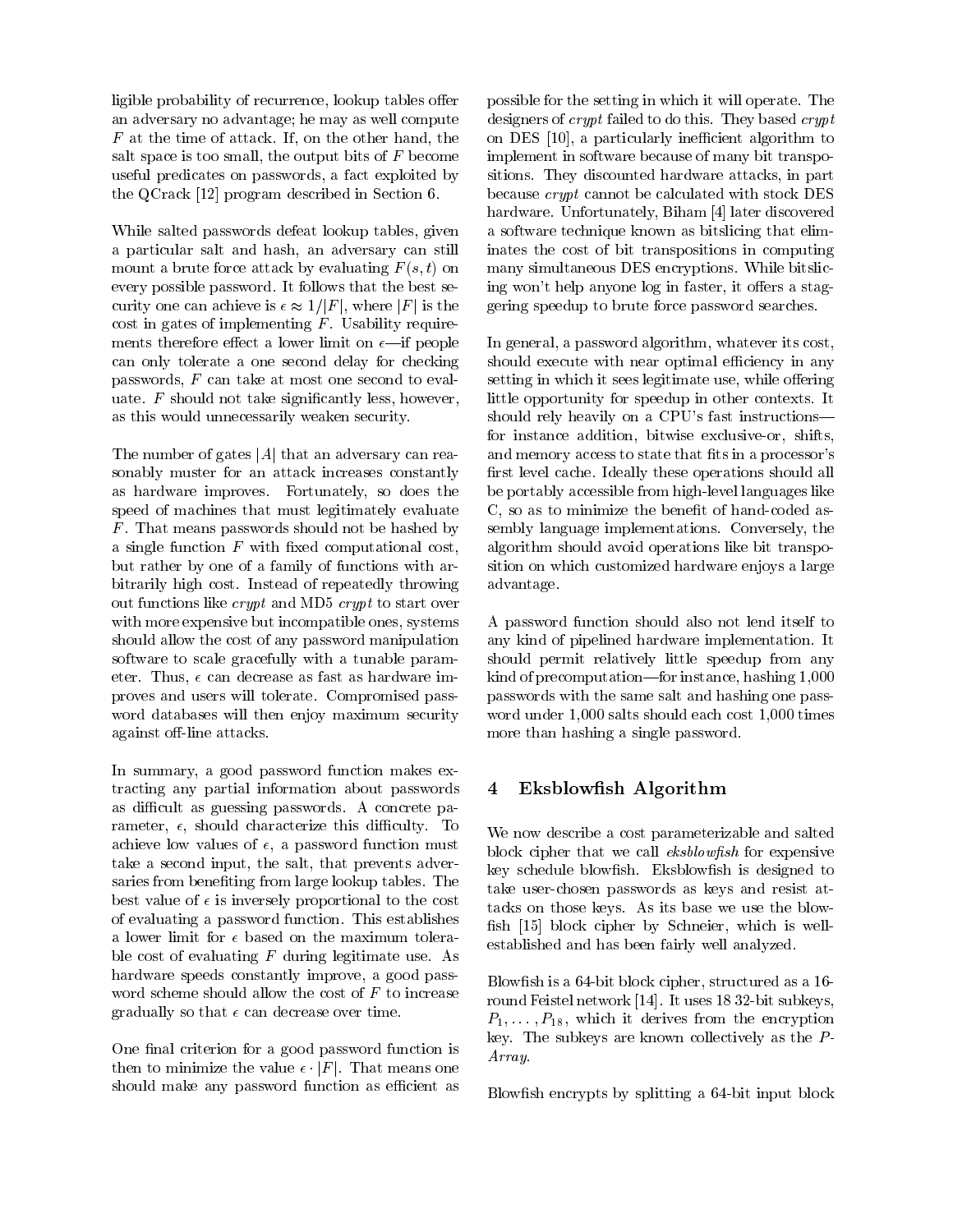ligible probability of recurrence, lookup tables offer an adversary no advantage; he may as well compute $F$ at the time of attack. If, on the other hand, the salt space is too small, the output bits of $F$ become useful predicates on passwords, a fact exploited by the QCrack [12] program described in Section 6.

While salted passwords defeat lookup tables, given a particular salt and hash, an adversary can still mount a brute force attack by evaluating $F(s,t)$ on every possible password. It follows that the best security one can achieve is $\epsilon \approx 1/|F|$, where $|F|$ is the cost in gates of implementing $F$. Usability requirements therefore effect a lower limit on $\epsilon$—if people can only tolerate a one second delay for checking passwords, $F$ can take at most one second to evaluate. $F$ should not take significantly less, however, as this would unnecessarily weaken security.

The number of gates $|A|$ that an adversary can reasonably muster for an attack increases constantly as hardware improves. Fortunately, so does the speed of machines that must legitimately evaluate $F$. That means passwords should not be hashed by a single function $F$ with fixed computational cost, but rather by one of a family of functions with arbitrarily high cost. Instead of repeatedly throwing out functions like *crypt* and MD5 *crypt* to start over with more expensive but incompatible ones, systems should allow the cost of any password manipulation software to scale gracefully with a tunable parameter. Thus, $\epsilon$ can decrease as fast as hardware improves and users will tolerate. Compromised password databases will then enjoy maximum security against off-line attacks.

In summary, a good password function makes extracting any partial information about passwords as difficult as guessing passwords. A concrete parameter, $\epsilon$, should characterize this difficulty. To achieve low values of $\epsilon$, a password function must take a second input, the salt, that prevents adversaries from benefiting from large lookup tables. The best value of $\epsilon$ is inversely proportional to the cost of evaluating a password function. This establishes a lower limit for $\epsilon$ based on the maximum tolerable cost of evaluating $F$ during legitimate use. As hardware speeds constantly improve, a good password scheme should allow the cost of $F$ to increase gradually so that $\epsilon$ can decrease over time.

One final criterion for a good password function is then to minimize the value $\epsilon \cdot |F|$. That means one should make any password function as efficient as possible for the setting in which it will operate. The designers of *crypt* failed to do this. They based *crypt* on DES [10], a particularly inefficient algorithm to implement in software because of many bit transpositions. They discounted hardware attacks, in part because *crypt* cannot be calculated with stock DES hardware. Unfortunately, Biham [4] later discovered a software technique known as bitslicing that eliminates the cost of bit transpositions in computing many simultaneous DES encryptions. While bitslicing won't help anyone log in faster, it offers a staggering speedup to brute force password searches.

In general, a password algorithm, whatever its cost, should execute with near optimal efficiency in any setting in which it sees legitimate use, while offering little opportunity for speedup in other contexts. It should rely heavily on a CPU's fast instructions—for instance addition, bitwise exclusive-or, shifts, and memory access to state that fits in a processor's first level cache. Ideally these operations should all be portably accessible from high-level languages like C, so as to minimize the benefit of hand-coded assembly language implementations. Conversely, the algorithm should avoid operations like bit transposition on which customized hardware enjoys a large advantage.

A password function should also not lend itself to any kind of pipelined hardware implementation. It should permit relatively little speedup from any kind of precomputation—for instance, hashing 1,000 passwords with the same salt and hashing one password under 1,000 salts should each cost 1,000 times more than hashing a single password.

## 4 Eksblowfish Algorithm

We now describe a cost parameterizable and salted block cipher that we call *eksblowfish* for expensive key schedule blowfish. Eksblowfish is designed to take user-chosen passwords as keys and resist attacks on those keys. As its base we use the blowfish [15] block cipher by Schneier, which is well-established and has been fairly well analyzed.

Blowfish is a 64-bit block cipher, structured as a 16-round Feistel network [14]. It uses 18 32-bit subkeys, $P_1, \ldots, P_{18}$, which it derives from the encryption key. The subkeys are known collectively as the *P-Array*.

Blowfish encrypts by splitting a 64-bit input block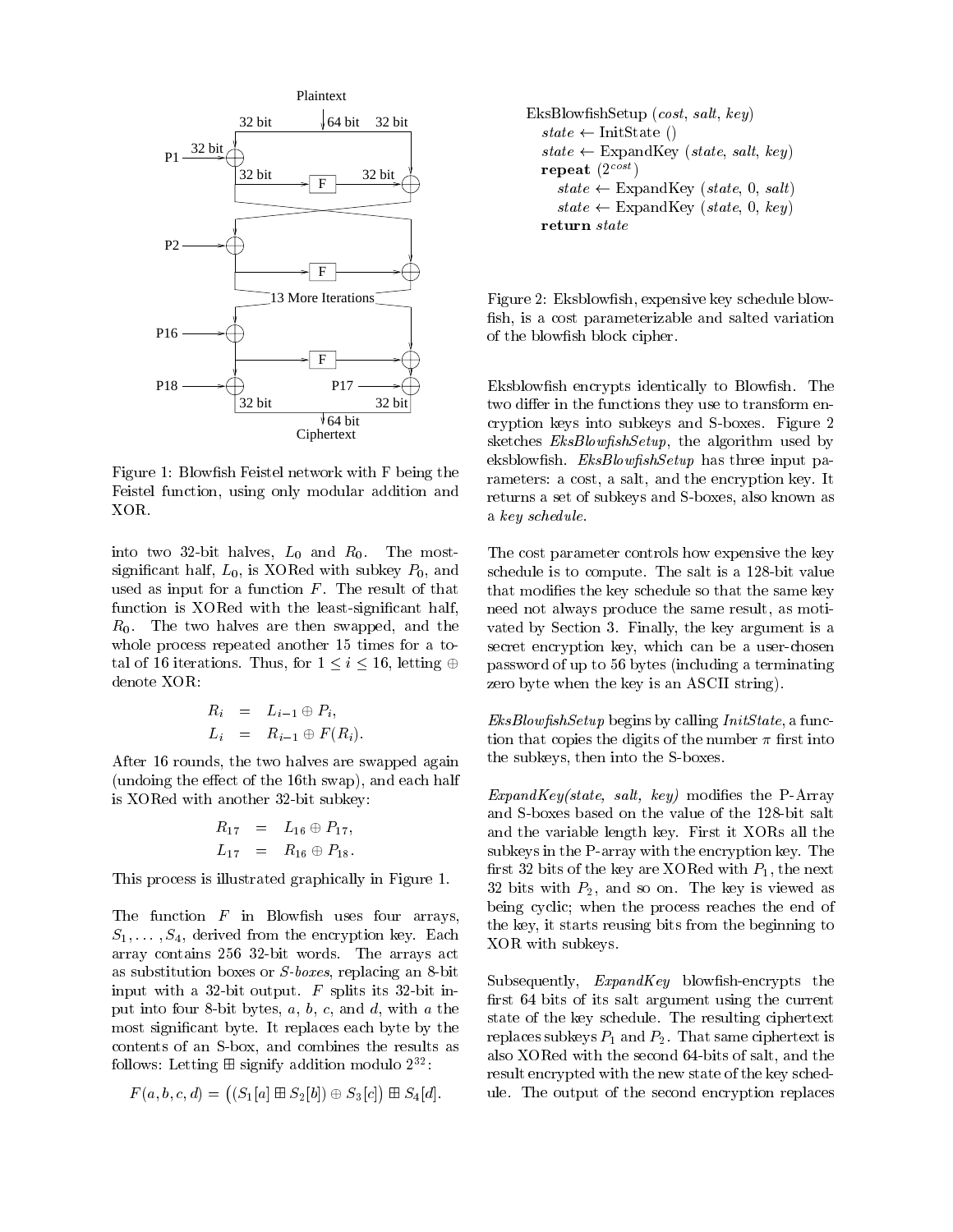Figure 1: Blowfish Feistel network with F being the Feistel function, using only modular addition and XOR.

into two 32-bit halves, $L_0$ and $R_0$. The most-significant half, $L_0$, is XORed with subkey $P_0$, and used as input for a function $F$. The result of that function is XORed with the least-significant half, $R_0$. The two halves are then swapped, and the whole process repeated another 15 times for a total of 16 iterations. Thus, for $1 \leq i \leq 16$, letting $\oplus$ denote XOR:

$$
\begin{aligned}
R_i &= L_{i-1} \oplus P_i, \\
L_i &= R_{i-1} \oplus F(R_i).
\end{aligned}
$$

After 16 rounds, the two halves are swapped again (undoing the effect of the 16th swap), and each half is XORed with another 32-bit subkey:

$$
\begin{aligned}
R_{17} &= L_{16} \oplus P_{17}, \\
L_{17} &= R_{16} \oplus P_{18}.
\end{aligned}
$$

This process is illustrated graphically in Figure 1.

The function $F$ in Blowfish uses four arrays, $S_1, \ldots, S_4$, derived from the encryption key. Each array contains 256 32-bit words. The arrays act as substitution boxes or *S-boxes*, replacing an 8-bit input with a 32-bit output. $F$ splits its 32-bit input into four 8-bit bytes, $a$, $b$, $c$, and $d$, with $a$ the most significant byte. It replaces each byte by the contents of an S-box, and combines the results as follows: Letting $\boxplus$ signify addition modulo $2^{32}$:

$$F(a, b, c, d) = \big((S_1[a] \boxplus S_2[b]) \oplus S_3[c]\big) \boxplus S_4[d].$$

```
EksBlowfishSetup (cost, salt, key)
   state ← InitState ()
   state ← ExpandKey (state, salt, key)
   repeat (2^cost)
      state ← ExpandKey (state, 0, salt)
      state ← ExpandKey (state, 0, key)
   return state
```

Figure 2: Eksblowfish, expensive key schedule blowfish, is a cost parameterizable and salted variation of the blowfish block cipher.

Eksblowfish encrypts identically to Blowfish. The two differ in the functions they use to transform encryption keys into subkeys and S-boxes. Figure 2 sketches *EksBlowfishSetup*, the algorithm used by eksblowfish. *EksBlowfishSetup* has three input parameters: a cost, a salt, and the encryption key. It returns a set of subkeys and S-boxes, also known as a *key schedule*.

The cost parameter controls how expensive the key schedule is to compute. The salt is a 128-bit value that modifies the key schedule so that the same key need not always produce the same result, as motivated by Section 3. Finally, the key argument is a secret encryption key, which can be a user-chosen password of up to 56 bytes (including a terminating zero byte when the key is an ASCII string).

*EksBlowfishSetup* begins by calling *InitState*, a function that copies the digits of the number $\pi$ first into the subkeys, then into the S-boxes.

*ExpandKey(state, salt, key)* modifies the P-Array and S-boxes based on the value of the 128-bit salt and the variable length key. First it XORs all the subkeys in the P-array with the encryption key. The first 32 bits of the key are XORed with $P_1$, the next 32 bits with $P_2$, and so on. The key is viewed as being cyclic; when the process reaches the end of the key, it starts reusing bits from the beginning to XOR with subkeys.

Subsequently, *ExpandKey* blowfish-encrypts the first 64 bits of its salt argument using the current state of the key schedule. The resulting ciphertext replaces subkeys $P_1$ and $P_2$. That same ciphertext is also XORed with the second 64-bits of salt, and the result encrypted with the new state of the key schedule. The output of the second encryption replaces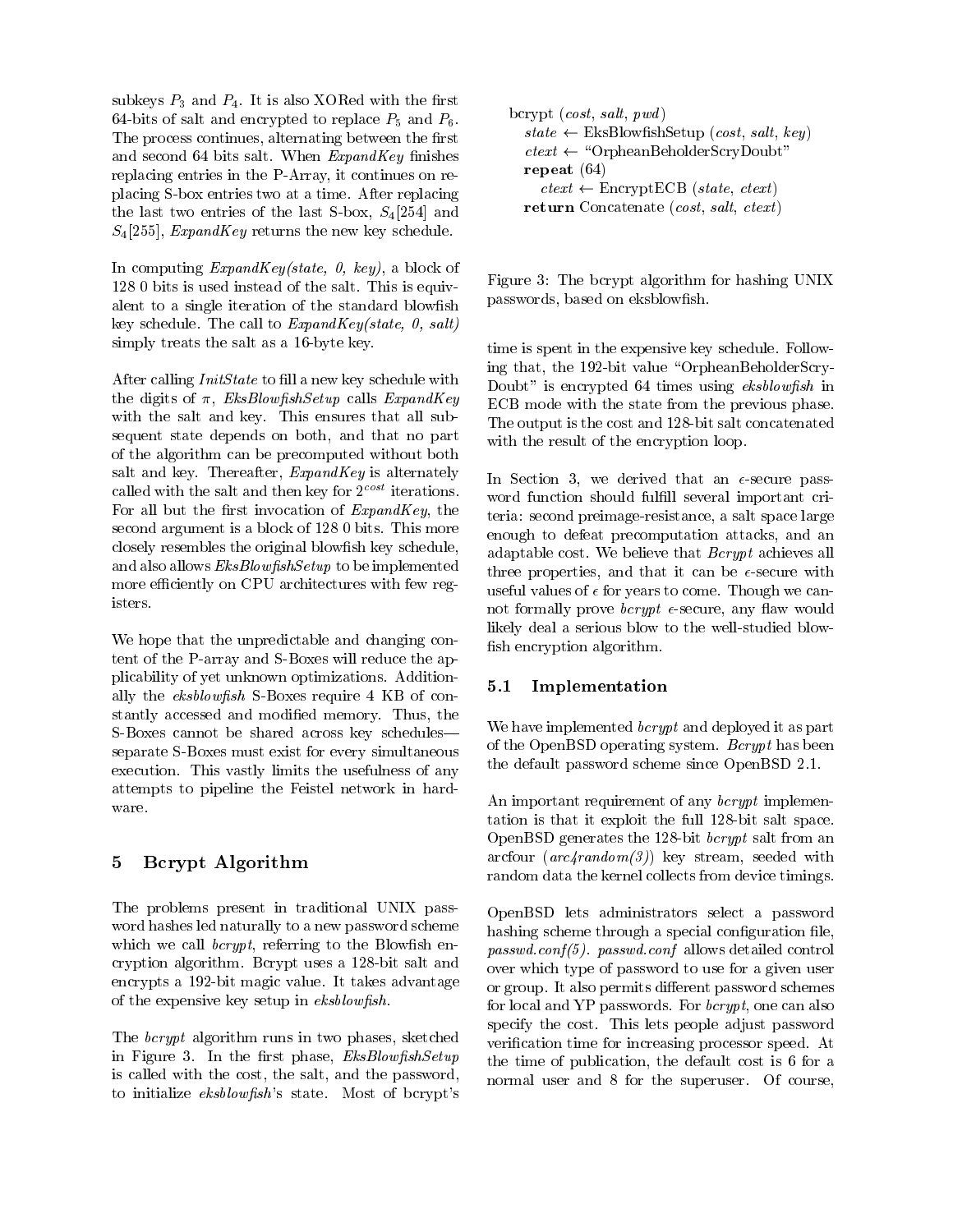subkeys $P_3$ and $P_4$. It is also XORed with the first 64-bits of salt and encrypted to replace $P_5$ and $P_6$. The process continues, alternating between the first and second 64 bits salt. When *ExpandKey* finishes replacing entries in the P-Array, it continues on replacing S-box entries two at a time. After replacing the last two entries of the last S-box, $S_4[254]$ and $S_4[255]$, *ExpandKey* returns the new key schedule.

In computing *ExpandKey(state, 0, key)*, a block of 128 0 bits is used instead of the salt. This is equivalent to a single iteration of the standard blowfish key schedule. The call to *ExpandKey(state, 0, salt)* simply treats the salt as a 16-byte key.

After calling *InitState* to fill a new key schedule with the digits of $\pi$, *EksBlowfishSetup* calls *ExpandKey* with the salt and key. This ensures that all subsequent state depends on both, and that no part of the algorithm can be precomputed without both salt and key. Thereafter, *ExpandKey* is alternately called with the salt and then key for $2^{cost}$ iterations. For all but the first invocation of *ExpandKey*, the second argument is a block of 128 0 bits. This more closely resembles the original blowfish key schedule, and also allows *EksBlowfishSetup* to be implemented more efficiently on CPU architectures with few registers.

We hope that the unpredictable and changing content of the P-array and S-Boxes will reduce the applicability of yet unknown optimizations. Additionally the *eksblowfish* S-Boxes require 4 KB of constantly accessed and modified memory. Thus, the S-Boxes cannot be shared across key schedules—separate S-Boxes must exist for every simultaneous execution. This vastly limits the usefulness of any attempts to pipeline the Feistel network in hardware.

## 5 Bcrypt Algorithm

The problems present in traditional UNIX password hashes led naturally to a new password scheme which we call *bcrypt*, referring to the Blowfish encryption algorithm. Bcrypt uses a 128-bit salt and encrypts a 192-bit magic value. It takes advantage of the expensive key setup in *eksblowfish*.

The *bcrypt* algorithm runs in two phases, sketched in Figure 3. In the first phase, *EksBlowfishSetup* is called with the cost, the salt, and the password, to initialize *eksblowfish*'s state. Most of bcrypt's time is spent in the expensive key schedule. Following that, the 192-bit value "OrpheanBeholderScryDoubt" is encrypted 64 times using *eksblowfish* in ECB mode with the state from the previous phase. The output is the cost and 128-bit salt concatenated with the result of the encryption loop.

```
bcrypt (cost, salt, pwd)
    state ← EksBlowfishSetup (cost, salt, key)
    ctext ← "OrpheanBeholderScryDoubt"
    repeat (64)
        ctext ← EncryptECB (state, ctext)
    return Concatenate (cost, salt, ctext)
```

Figure 3: The bcrypt algorithm for hashing UNIX passwords, based on eksblowfish.

In Section 3, we derived that an $\epsilon$-secure password function should fulfill several important criteria: second preimage-resistance, a salt space large enough to defeat precomputation attacks, and an adaptable cost. We believe that *Bcrypt* achieves all three properties, and that it can be $\epsilon$-secure with useful values of $\epsilon$ for years to come. Though we cannot formally prove *bcrypt* $\epsilon$-secure, any flaw would likely deal a serious blow to the well-studied blowfish encryption algorithm.

### 5.1 Implementation

We have implemented *bcrypt* and deployed it as part of the OpenBSD operating system. *Bcrypt* has been the default password scheme since OpenBSD 2.1.

An important requirement of any *bcrypt* implementation is that it exploit the full 128-bit salt space. OpenBSD generates the 128-bit *bcrypt* salt from an arcfour (*arc4random(3)*) key stream, seeded with random data the kernel collects from device timings.

OpenBSD lets administrators select a password hashing scheme through a special configuration file, *passwd.conf(5)*. *passwd.conf* allows detailed control over which type of password to use for a given user or group. It also permits different password schemes for local and YP passwords. For *bcrypt*, one can also specify the cost. This lets people adjust password verification time for increasing processor speed. At the time of publication, the default cost is 6 for a normal user and 8 for the superuser. Of course,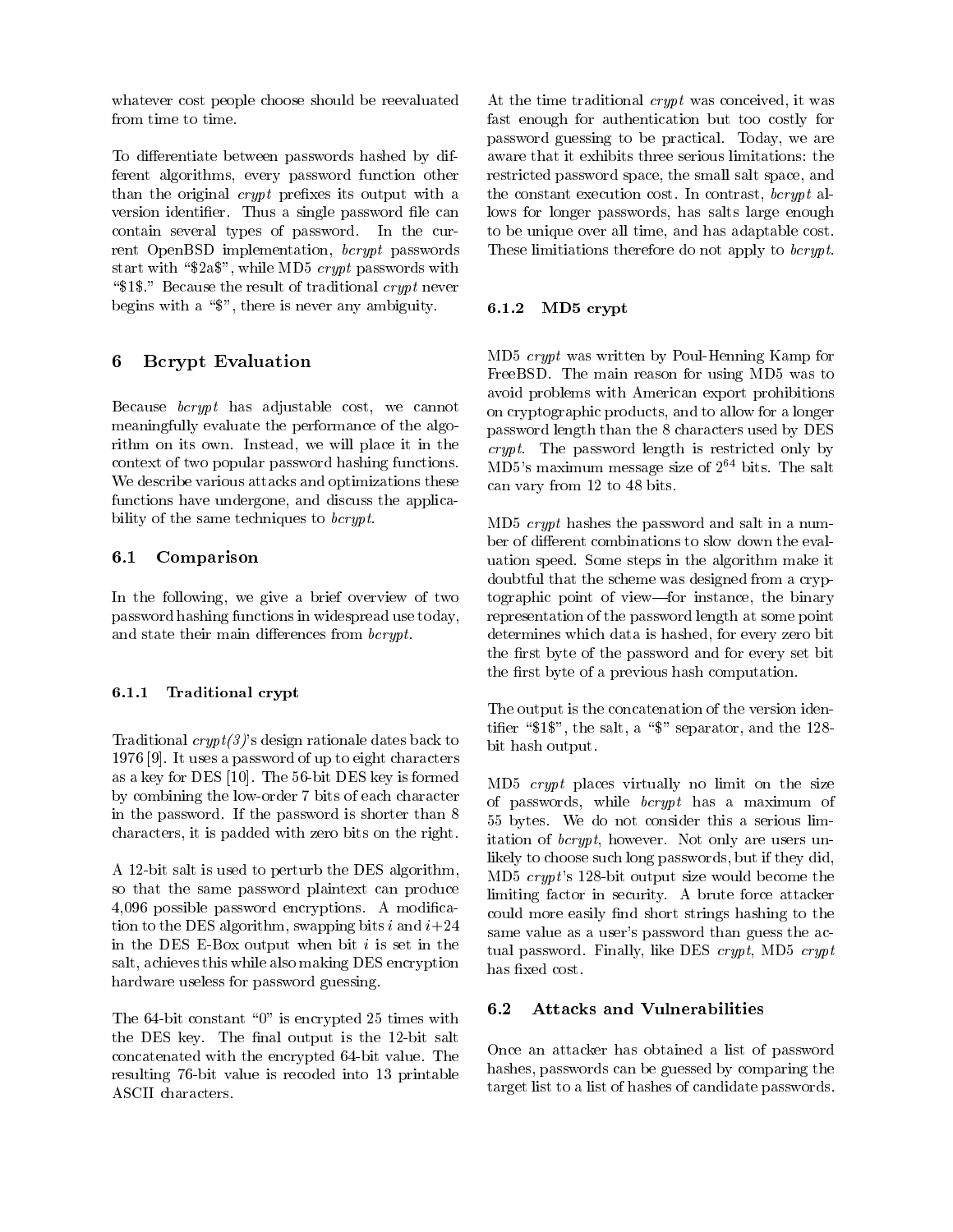whatever cost people choose should be reevaluated from time to time.

To differentiate between passwords hashed by different algorithms, every password function other than the original *crypt* prefixes its output with a version identifier. Thus a single password file can contain several types of password. In the current OpenBSD implementation, *bcrypt* passwords start with "$2a$", while MD5 *crypt* passwords with "$1$." Because the result of traditional *crypt* never begins with a "$", there is never any ambiguity.

## 6 Bcrypt Evaluation

Because *bcrypt* has adjustable cost, we cannot meaningfully evaluate the performance of the algorithm on its own. Instead, we will place it in the context of two popular password hashing functions. We describe various attacks and optimizations these functions have undergone, and discuss the applicability of the same techniques to *bcrypt*.

### 6.1 Comparison

In the following, we give a brief overview of two password hashing functions in widespread use today, and state their main differences from *bcrypt*.

#### 6.1.1 Traditional crypt

Traditional *crypt(3)*'s design rationale dates back to 1976 [9]. It uses a password of up to eight characters as a key for DES [10]. The 56-bit DES key is formed by combining the low-order 7 bits of each character in the password. If the password is shorter than 8 characters, it is padded with zero bits on the right.

A 12-bit salt is used to perturb the DES algorithm, so that the same password plaintext can produce 4,096 possible password encryptions. A modification to the DES algorithm, swapping bits $i$ and $i+24$ in the DES E-Box output when bit $i$ is set in the salt, achieves this while also making DES encryption hardware useless for password guessing.

The 64-bit constant "0" is encrypted 25 times with the DES key. The final output is the 12-bit salt concatenated with the encrypted 64-bit value. The resulting 76-bit value is recoded into 13 printable ASCII characters.

At the time traditional *crypt* was conceived, it was fast enough for authentication but too costly for password guessing to be practical. Today, we are aware that it exhibits three serious limitations: the restricted password space, the small salt space, and the constant execution cost. In contrast, *bcrypt* allows for longer passwords, has salts large enough to be unique over all time, and has adaptable cost. These limitiations therefore do not apply to *bcrypt*.

#### 6.1.2 MD5 crypt

MD5 *crypt* was written by Poul-Henning Kamp for FreeBSD. The main reason for using MD5 was to avoid problems with American export prohibitions on cryptographic products, and to allow for a longer password length than the 8 characters used by DES *crypt*. The password length is restricted only by MD5's maximum message size of $2^{64}$ bits. The salt can vary from 12 to 48 bits.

MD5 *crypt* hashes the password and salt in a number of different combinations to slow down the evaluation speed. Some steps in the algorithm make it doubtful that the scheme was designed from a cryptographic point of view—for instance, the binary representation of the password length at some point determines which data is hashed, for every zero bit the first byte of the password and for every set bit the first byte of a previous hash computation.

The output is the concatenation of the version identifier "$1$", the salt, a "$" separator, and the 128-bit hash output.

MD5 *crypt* places virtually no limit on the size of passwords, while *bcrypt* has a maximum of 55 bytes. We do not consider this a serious limitation of *bcrypt*, however. Not only are users unlikely to choose such long passwords, but if they did, MD5 *crypt*'s 128-bit output size would become the limiting factor in security. A brute force attacker could more easily find short strings hashing to the same value as a user's password than guess the actual password. Finally, like DES *crypt*, MD5 *crypt* has fixed cost.

### 6.2 Attacks and Vulnerabilities

Once an attacker has obtained a list of password hashes, passwords can be guessed by comparing the target list to a list of hashes of candidate passwords.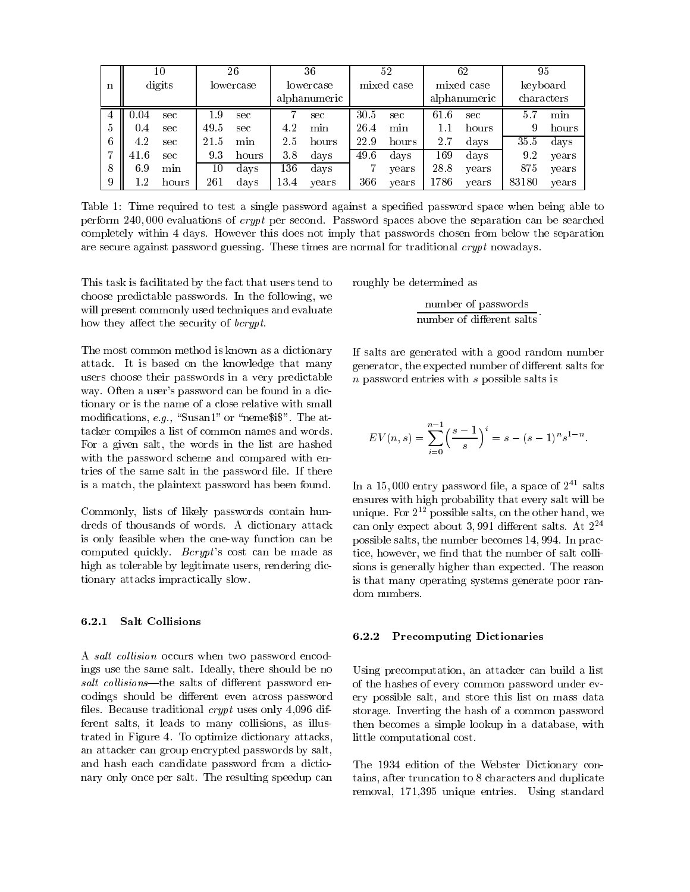| n | 10 digits | | 26 lowercase | | 36 lowercase alphanumeric | | 52 mixed case | | 62 mixed case alphanumeric | | 95 keyboard characters | |
|---|---|---|---|---|---|---|---|---|---|---|---|---|
| 4 | 0.04 | sec | 1.9 | sec | 7 | sec | 30.5 | sec | 61.6 | sec | 5.7 | min |
| 5 | 0.4 | sec | 49.5 | sec | 4.2 | min | 26.4 | min | 1.1 | hours | 9 | hours |
| 6 | 4.2 | sec | 21.5 | min | 2.5 | hours | 22.9 | hours | 2.7 | days | 35.5 | days |
| 7 | 41.6 | sec | 9.3 | hours | 3.8 | days | 49.6 | days | 169 | days | 9.2 | years |
| 8 | 6.9 | min | 10 | days | 136 | days | 7 | years | 28.8 | years | 875 | years |
| 9 | 1.2 | hours | 261 | days | 13.4 | years | 366 | years | 1786 | years | 83180 | years |

Table 1: Time required to test a single password against a specified password space when being able to perform 240,000 evaluations of *crypt* per second. Password spaces above the separation can be searched completely within 4 days. However this does not imply that passwords chosen from below the separation are secure against password guessing. These times are normal for traditional *crypt* nowadays.

This task is facilitated by the fact that users tend to choose predictable passwords. In the following, we will present commonly used techniques and evaluate how they affect the security of *bcrypt*.

The most common method is known as a dictionary attack. It is based on the knowledge that many users choose their passwords in a very predictable way. Often a user's password can be found in a dictionary or is the name of a close relative with small modifications, *e.g.,* "Susan1" or "neme$i$". The attacker compiles a list of common names and words. For a given salt, the words in the list are hashed with the password scheme and compared with entries of the same salt in the password file. If there is a match, the plaintext password has been found.

Commonly, lists of likely passwords contain hundreds of thousands of words. A dictionary attack is only feasible when the one-way function can be computed quickly. *Bcrypt*'s cost can be made as high as tolerable by legitimate users, rendering dictionary attacks impractically slow.

#### 6.2.1 Salt Collisions

A *salt collision* occurs when two password encodings use the same salt. Ideally, there should be no *salt collisions*—the salts of different password encodings should be different even across password files. Because traditional *crypt* uses only 4,096 different salts, it leads to many collisions, as illustrated in Figure 4. To optimize dictionary attacks, an attacker can group encrypted passwords by salt, and hash each candidate password from a dictionary only once per salt. The resulting speedup can roughly be determined as

$$\frac{\text{number of passwords}}{\text{number of different salts}}.$$

If salts are generated with a good random number generator, the expected number of different salts for $n$ password entries with $s$ possible salts is

$$EV(n, s) = \sum_{i=0}^{n-1} \Big(\frac{s-1}{s}\Big)^i = s - (s-1)^n s^{1-n}.$$

In a 15,000 entry password file, a space of $2^{41}$ salts ensures with high probability that every salt will be unique. For $2^{12}$ possible salts, on the other hand, we can only expect about 3,991 different salts. At $2^{24}$ possible salts, the number becomes 14,994. In practice, however, we find that the number of salt collisions is generally higher than expected. The reason is that many operating systems generate poor random numbers.

#### 6.2.2 Precomputing Dictionaries

Using precomputation, an attacker can build a list of the hashes of every common password under every possible salt, and store this list on mass data storage. Inverting the hash of a common password then becomes a simple lookup in a database, with little computational cost.

The 1934 edition of the Webster Dictionary contains, after truncation to 8 characters and duplicate removal, 171,395 unique entries. Using standard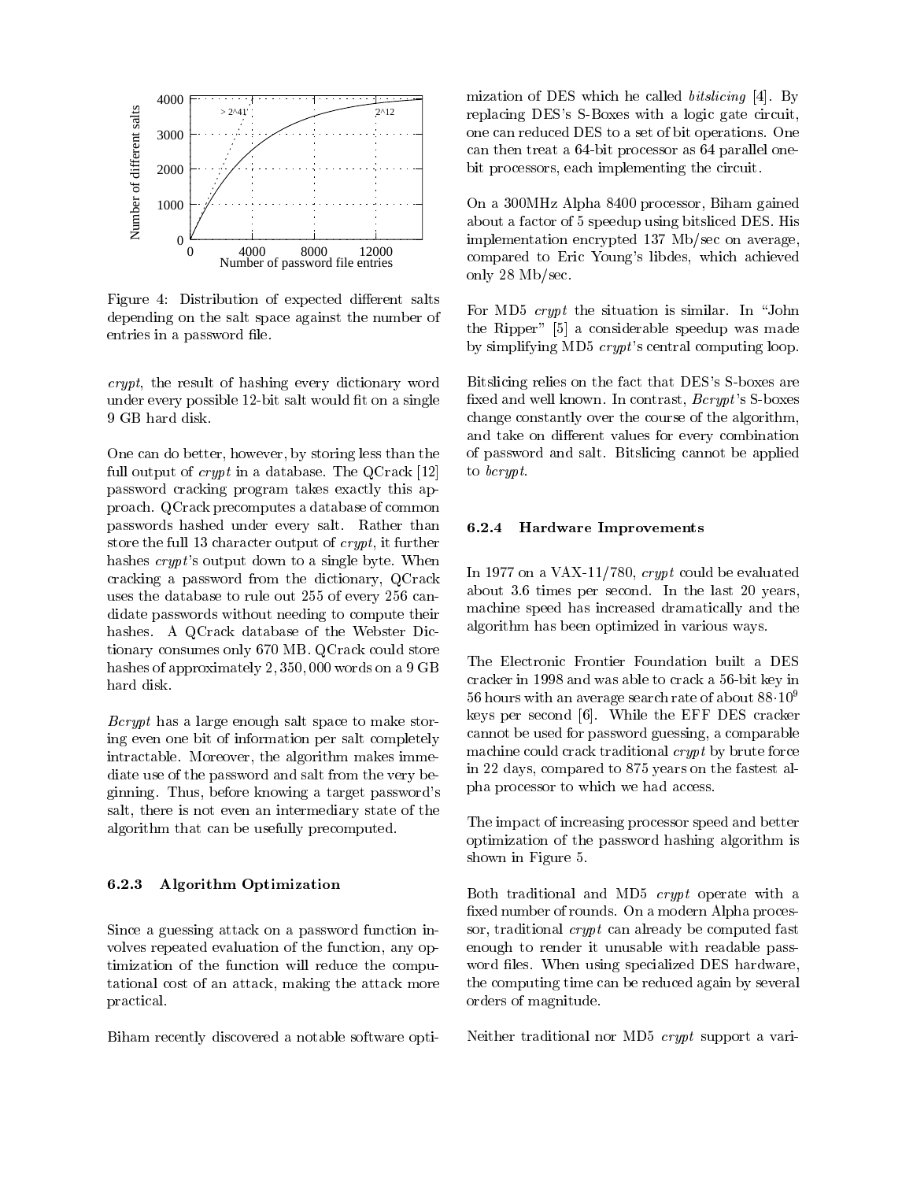Figure 4: Distribution of expected different salts depending on the salt space against the number of entries in a password file.

*crypt*, the result of hashing every dictionary word under every possible 12-bit salt would fit on a single 9 GB hard disk.

One can do better, however, by storing less than the full output of *crypt* in a database. The QCrack [12] password cracking program takes exactly this approach. QCrack precomputes a database of common passwords hashed under every salt. Rather than store the full 13 character output of *crypt*, it further hashes *crypt*'s output down to a single byte. When cracking a password from the dictionary, QCrack uses the database to rule out 255 of every 256 candidate passwords without needing to compute their hashes. A QCrack database of the Webster Dictionary consumes only 670 MB. QCrack could store hashes of approximately 2,350,000 words on a 9 GB hard disk.

*Bcrypt* has a large enough salt space to make storing even one bit of information per salt completely intractable. Moreover, the algorithm makes immediate use of the password and salt from the very beginning. Thus, before knowing a target password's salt, there is not even an intermediary state of the algorithm that can be usefully precomputed.

#### 6.2.3 Algorithm Optimization

Since a guessing attack on a password function involves repeated evaluation of the function, any optimization of the function will reduce the computational cost of an attack, making the attack more practical.

Biham recently discovered a notable software optimization of DES which he called *bitslicing* [4]. By replacing DES's S-Boxes with a logic gate circuit, one can reduced DES to a set of bit operations. One can then treat a 64-bit processor as 64 parallel one-bit processors, each implementing the circuit.

On a 300MHz Alpha 8400 processor, Biham gained about a factor of 5 speedup using bitsliced DES. His implementation encrypted 137 Mb/sec on average, compared to Eric Young's libdes, which achieved only 28 Mb/sec.

For MD5 *crypt* the situation is similar. In "John the Ripper" [5] a considerable speedup was made by simplifying MD5 *crypt*'s central computing loop.

Bitslicing relies on the fact that DES's S-boxes are fixed and well known. In contrast, *Bcrypt*'s S-boxes change constantly over the course of the algorithm, and take on different values for every combination of password and salt. Bitslicing cannot be applied to *bcrypt*.

#### 6.2.4 Hardware Improvements

In 1977 on a VAX-11/780, *crypt* could be evaluated about 3.6 times per second. In the last 20 years, machine speed has increased dramatically and the algorithm has been optimized in various ways.

The Electronic Frontier Foundation built a DES cracker in 1998 and was able to crack a 56-bit key in 56 hours with an average search rate of about $88 \cdot 10^9$ keys per second [6]. While the EFF DES cracker cannot be used for password guessing, a comparable machine could crack traditional *crypt* by brute force in 22 days, compared to 875 years on the fastest alpha processor to which we had access.

The impact of increasing processor speed and better optimization of the password hashing algorithm is shown in Figure 5.

Both traditional and MD5 *crypt* operate with a fixed number of rounds. On a modern Alpha processor, traditional *crypt* can already be computed fast enough to render it unusable with readable password files. When using specialized DES hardware, the computing time can be reduced again by several orders of magnitude.

Neither traditional nor MD5 *crypt* support a vari-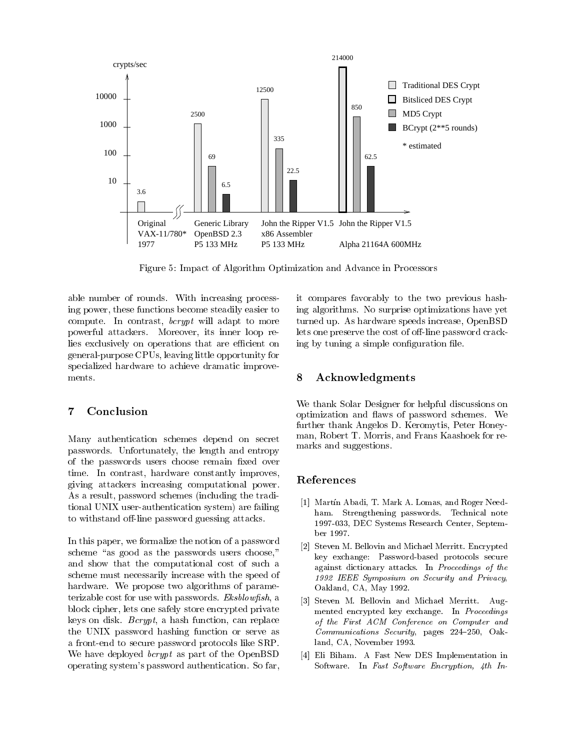Figure 5: Impact of Algorithm Optimization and Advance in Processors

able number of rounds. With increasing processing power, these functions become steadily easier to compute. In contrast, *bcrypt* will adapt to more powerful attackers. Moreover, its inner loop relies exclusively on operations that are efficient on general-purpose CPUs, leaving little opportunity for specialized hardware to achieve dramatic improvements.

## 7 Conclusion

Many authentication schemes depend on secret passwords. Unfortunately, the length and entropy of the passwords users choose remain fixed over time. In contrast, hardware constantly improves, giving attackers increasing computational power. As a result, password schemes (including the traditional UNIX user-authentication system) are failing to withstand off-line password guessing attacks.

In this paper, we formalize the notion of a password scheme "as good as the passwords users choose," and show that the computational cost of such a scheme must necessarily increase with the speed of hardware. We propose two algorithms of parameterizable cost for use with passwords. *Eksblowfish*, a block cipher, lets one safely store encrypted private keys on disk. *Bcrypt*, a hash function, can replace the UNIX password hashing function or serve as a front-end to secure password protocols like SRP. We have deployed *bcrypt* as part of the OpenBSD operating system's password authentication. So far, it compares favorably to the two previous hashing algorithms. No surprise optimizations have yet turned up. As hardware speeds increase, OpenBSD lets one preserve the cost of off-line password cracking by tuning a simple configuration file.

## 8 Acknowledgments

We thank Solar Designer for helpful discussions on optimization and flaws of password schemes. We further thank Angelos D. Keromytis, Peter Honeyman, Robert T. Morris, and Frans Kaashoek for remarks and suggestions.

## References

[1] Martín Abadi, T. Mark A. Lomas, and Roger Needham. Strengthening passwords. Technical note 1997-033, DEC Systems Research Center, September 1997.

[2] Steven M. Bellovin and Michael Merritt. Encrypted key exchange: Password-based protocols secure against dictionary attacks. In *Proceedings of the 1992 IEEE Symposium on Security and Privacy*, Oakland, CA, May 1992.

[3] Steven M. Bellovin and Michael Merritt. Augmented encrypted key exchange. In *Proceedings of the First ACM Conference on Computer and Communications Security*, pages 224–250, Oakland, CA, November 1993.

[4] Eli Biham. A Fast New DES Implementation in Software. In *Fast Software Encryption, 4th In-*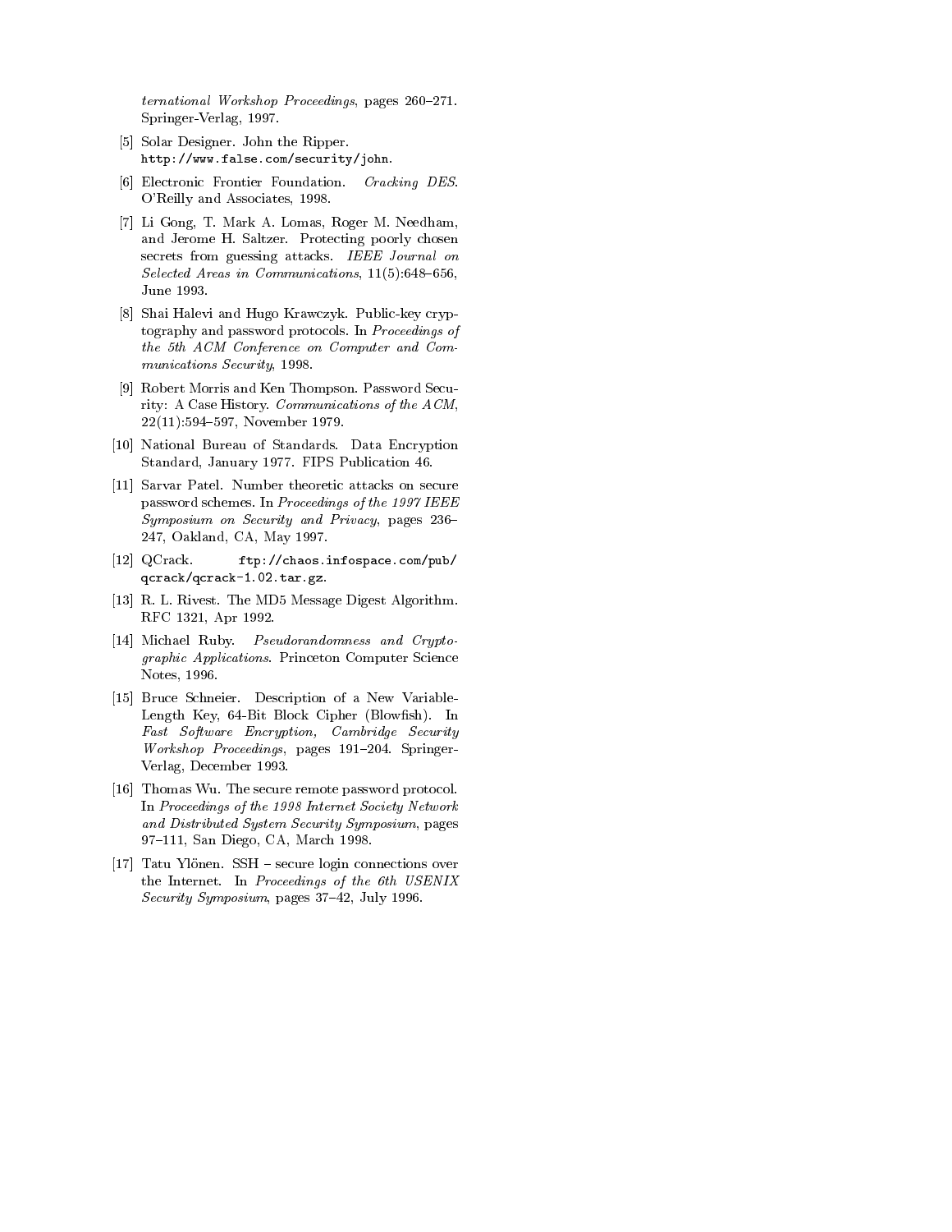ternational Workshop Proceedings*, pages 260–271. Springer-Verlag, 1997.

[5] Solar Designer. John the Ripper. `http://www.false.com/security/john`.

[6] Electronic Frontier Foundation. *Cracking DES*. O'Reilly and Associates, 1998.

[7] Li Gong, T. Mark A. Lomas, Roger M. Needham, and Jerome H. Saltzer. Protecting poorly chosen secrets from guessing attacks. *IEEE Journal on Selected Areas in Communications*, 11(5):648–656, June 1993.

[8] Shai Halevi and Hugo Krawczyk. Public-key cryptography and password protocols. In *Proceedings of the 5th ACM Conference on Computer and Communications Security*, 1998.

[9] Robert Morris and Ken Thompson. Password Security: A Case History. *Communications of the ACM*, 22(11):594–597, November 1979.

[10] National Bureau of Standards. Data Encryption Standard, January 1977. FIPS Publication 46.

[11] Sarvar Patel. Number theoretic attacks on secure password schemes. In *Proceedings of the 1997 IEEE Symposium on Security and Privacy*, pages 236–247, Oakland, CA, May 1997.

[12] QCrack. `ftp://chaos.infospace.com/pub/qcrack/qcrack-1.02.tar.gz`.

[13] R. L. Rivest. The MD5 Message Digest Algorithm. RFC 1321, Apr 1992.

[14] Michael Ruby. *Pseudorandomness and Cryptographic Applications*. Princeton Computer Science Notes, 1996.

[15] Bruce Schneier. Description of a New Variable-Length Key, 64-Bit Block Cipher (Blowfish). In *Fast Software Encryption, Cambridge Security Workshop Proceedings*, pages 191–204. Springer-Verlag, December 1993.

[16] Thomas Wu. The secure remote password protocol. In *Proceedings of the 1998 Internet Society Network and Distributed System Security Symposium*, pages 97–111, San Diego, CA, March 1998.

[17] Tatu Ylönen. SSH – secure login connections over the Internet. In *Proceedings of the 6th USENIX Security Symposium*, pages 37–42, July 1996.